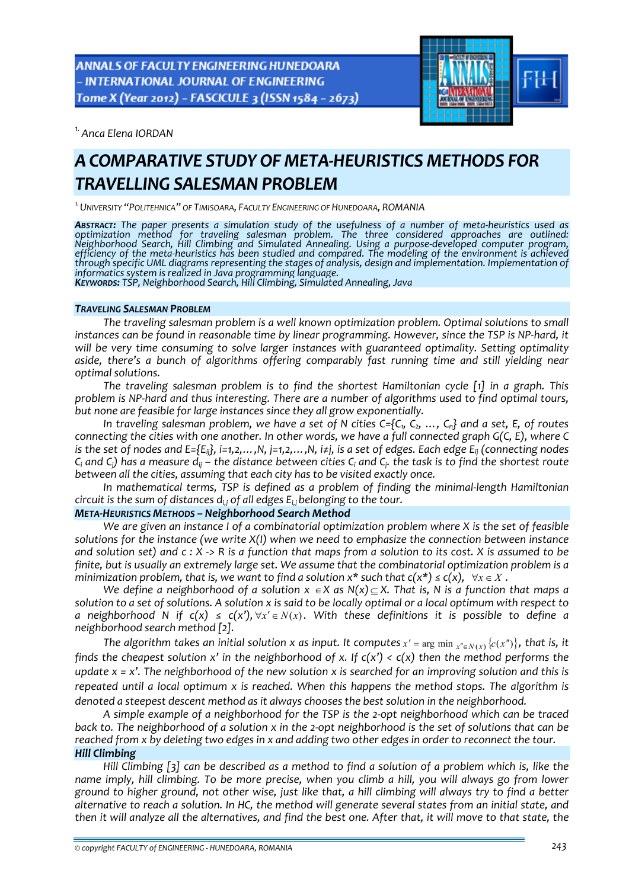[1.] Anca Elena IORDAN

# A COMPARATIVE STUDY OF META-HEURISTICS METHODS FOR TRAVELLING SALESMAN PROBLEM

[1.] UNIVERSITY "POLITEHNICA" OF TIMISOARA, FACULTY ENGINEERING OF HUNEDOARA, ROMANIA

***ABSTRACT:*** *The paper presents a simulation study of the usefulness of a number of meta-heuristics used as optimization method for traveling salesman problem. The three considered approaches are outlined: Neighborhood Search, Hill Climbing and Simulated Annealing. Using a purpose-developed computer program, efficiency of the meta-heuristics has been studied and compared. The modeling of the environment is achieved through specific UML diagrams representing the stages of analysis, design and implementation. Implementation of informatics system is realized in Java programming language.*

***KEYWORDS:*** *TSP, Neighborhood Search, Hill Climbing, Simulated Annealing, Java*

## TRAVELING SALESMAN PROBLEM

*The traveling salesman problem is a well known optimization problem. Optimal solutions to small instances can be found in reasonable time by linear programming. However, since the TSP is NP-hard, it will be very time consuming to solve larger instances with guaranteed optimality. Setting optimality aside, there's a bunch of algorithms offering comparably fast running time and still yielding near optimal solutions.*

*The traveling salesman problem is to find the shortest Hamiltonian cycle [1] in a graph. This problem is NP-hard and thus interesting. There are a number of algorithms used to find optimal tours, but none are feasible for large instances since they all grow exponentially.*

*In traveling salesman problem, we have a set of N cities $C=\{C_1, C_2, \dots, C_n\}$ and a set, E, of routes connecting the cities with one another. In other words, we have a full connected graph G(C, E), where C is the set of nodes and $E=\{E_{ij}\}$, i=1,2,…,N, j=1,2,…,N, i≠j, is a set of edges. Each edge $E_{ij}$ (connecting nodes $C_i$ and $C_j$) has a measure $d_{ij}$ – the distance between cities $C_i$ and $C_j$. the task is to find the shortest route between all the cities, assuming that each city has to be visited exactly once.*

*In mathematical terms, TSP is defined as a problem of finding the minimal-length Hamiltonian circuit is the sum of distances $d_{i,j}$ of all edges $E_{i,j}$ belonging to the tour.*

## META-HEURISTICS METHODS – Neighborhood Search Method

*We are given an instance I of a combinatorial optimization problem where X is the set of feasible solutions for the instance (we write X(I) when we need to emphasize the connection between instance and solution set) and c : X -> R is a function that maps from a solution to its cost. X is assumed to be finite, but is usually an extremely large set. We assume that the combinatorial optimization problem is a minimization problem, that is, we want to find a solution x\* such that $c(x^*) \le c(x), \ \forall x \in X$.*

*We define a neighborhood of a solution $x \in X$ as $N(x) \subseteq X$. That is, N is a function that maps a solution to a set of solutions. A solution x is said to be locally optimal or a local optimum with respect to a neighborhood N if $c(x) \le c(x'), \forall x' \in N(x)$. With these definitions it is possible to define a neighborhood search method [2].*

*The algorithm takes an initial solution x as input. It computes $x' = \arg\min_{x'' \in N(x)} \{c(x'')\}$, that is, it finds the cheapest solution x' in the neighborhood of x. If c(x') < c(x) then the method performs the update x = x'. The neighborhood of the new solution x is searched for an improving solution and this is repeated until a local optimum x is reached. When this happens the method stops. The algorithm is denoted a steepest descent method as it always chooses the best solution in the neighborhood.*

*A simple example of a neighborhood for the TSP is the 2-opt neighborhood which can be traced back to. The neighborhood of a solution x in the 2-opt neighborhood is the set of solutions that can be reached from x by deleting two edges in x and adding two other edges in order to reconnect the tour.*

## Hill Climbing

*Hill Climbing [3] can be described as a method to find a solution of a problem which is, like the name imply, hill climbing. To be more precise, when you climb a hill, you will always go from lower ground to higher ground, not other wise, just like that, a hill climbing will always try to find a better alternative to reach a solution. In HC, the method will generate several states from an initial state, and then it will analyze all the alternatives, and find the best one. After that, it will move to that state, the*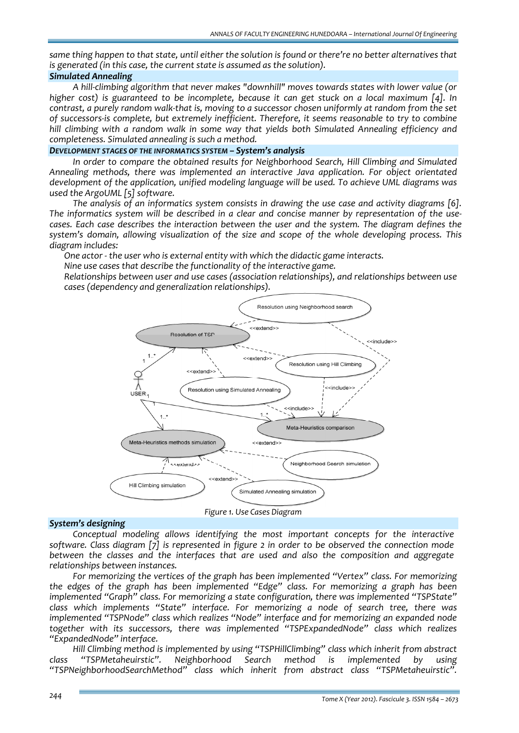*same thing happen to that state, until either the solution is found or there're no better alternatives that is generated (in this case, the current state is assumed as the solution).*

### *Simulated Annealing*

*A hill-climbing algorithm that never makes "downhill" moves towards states with lower value (or higher cost) is guaranteed to be incomplete, because it can get stuck on a local maximum [4]. In contrast, a purely random walk-that is, moving to a successor chosen uniformly at random from the set of successors-is complete, but extremely inefficient. Therefore, it seems reasonable to try to combine hill climbing with a random walk in some way that yields both Simulated Annealing efficiency and completeness. Simulated annealing is such a method.*

### *DEVELOPMENT STAGES OF THE INFORMATICS SYSTEM – System's analysis*

*In order to compare the obtained results for Neighborhood Search, Hill Climbing and Simulated Annealing methods, there was implemented an interactive Java application. For object orientated development of the application, unified modeling language will be used. To achieve UML diagrams was used the ArgoUML [5] software.*

*The analysis of an informatics system consists in drawing the use case and activity diagrams [6]. The informatics system will be described in a clear and concise manner by representation of the use-cases. Each case describes the interaction between the user and the system. The diagram defines the system's domain, allowing visualization of the size and scope of the whole developing process. This diagram includes:*

*One actor - the user who is external entity with which the didactic game interacts.*

*Nine use cases that describe the functionality of the interactive game.*

*Relationships between user and use cases (association relationships), and relationships between use cases (dependency and generalization relationships).*

*Figure 1. Use Cases Diagram*

### *System's designing*

*Conceptual modeling allows identifying the most important concepts for the interactive software. Class diagram [7] is represented in figure 2 in order to be observed the connection mode between the classes and the interfaces that are used and also the composition and aggregate relationships between instances.*

*For memorizing the vertices of the graph has been implemented "Vertex" class. For memorizing the edges of the graph has been implemented "Edge" class. For memorizing a graph has been implemented "Graph" class. For memorizing a state configuration, there was implemented "TSPState" class which implements "State" interface. For memorizing a node of search tree, there was implemented "TSPNode" class which realizes "Node" interface and for memorizing an expanded node together with its successors, there was implemented "TSPExpandedNode" class which realizes "ExpandedNode" interface.*

*Hill Climbing method is implemented by using "TSPHillClimbing" class which inherit from abstract class "TSPMetaheuirstic". Neighborhood Search method is implemented by using "TSPNeighborhoodSearchMethod" class which inherit from abstract class "TSPMetaheuirstic".*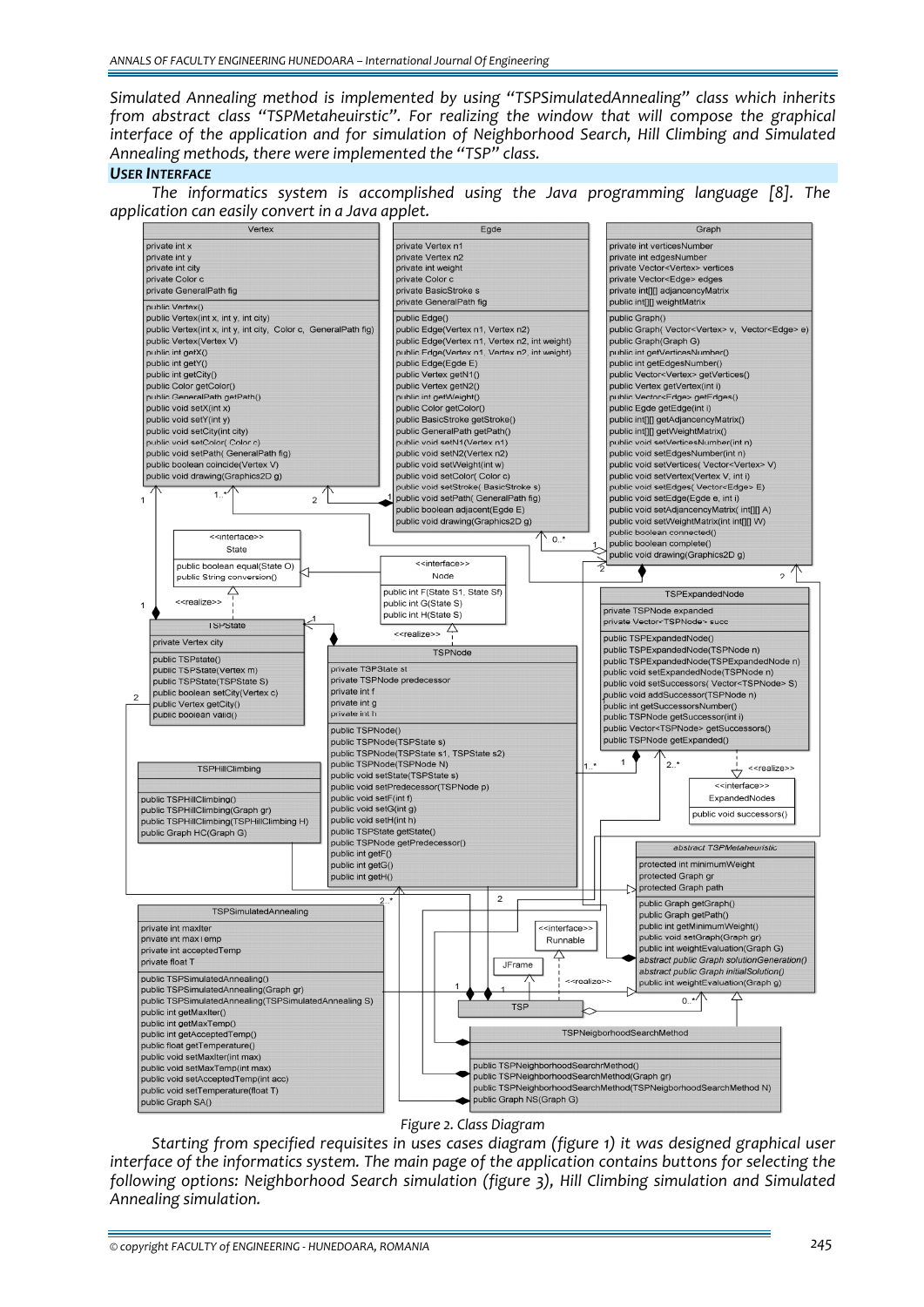*Simulated Annealing method is implemented by using "TSPSimulatedAnnealing" class which inherits from abstract class "TSPMetaheuirstic". For realizing the window that will compose the graphical interface of the application and for simulation of Neighborhood Search, Hill Climbing and Simulated Annealing methods, there were implemented the "TSP" class.*

## USER INTERFACE

*The informatics system is accomplished using the Java programming language [8]. The application can easily convert in a Java applet.*

*Figure 2. Class Diagram*

*Starting from specified requisites in uses cases diagram (figure 1) it was designed graphical user interface of the informatics system. The main page of the application contains buttons for selecting the following options: Neighborhood Search simulation (figure 3), Hill Climbing simulation and Simulated Annealing simulation.*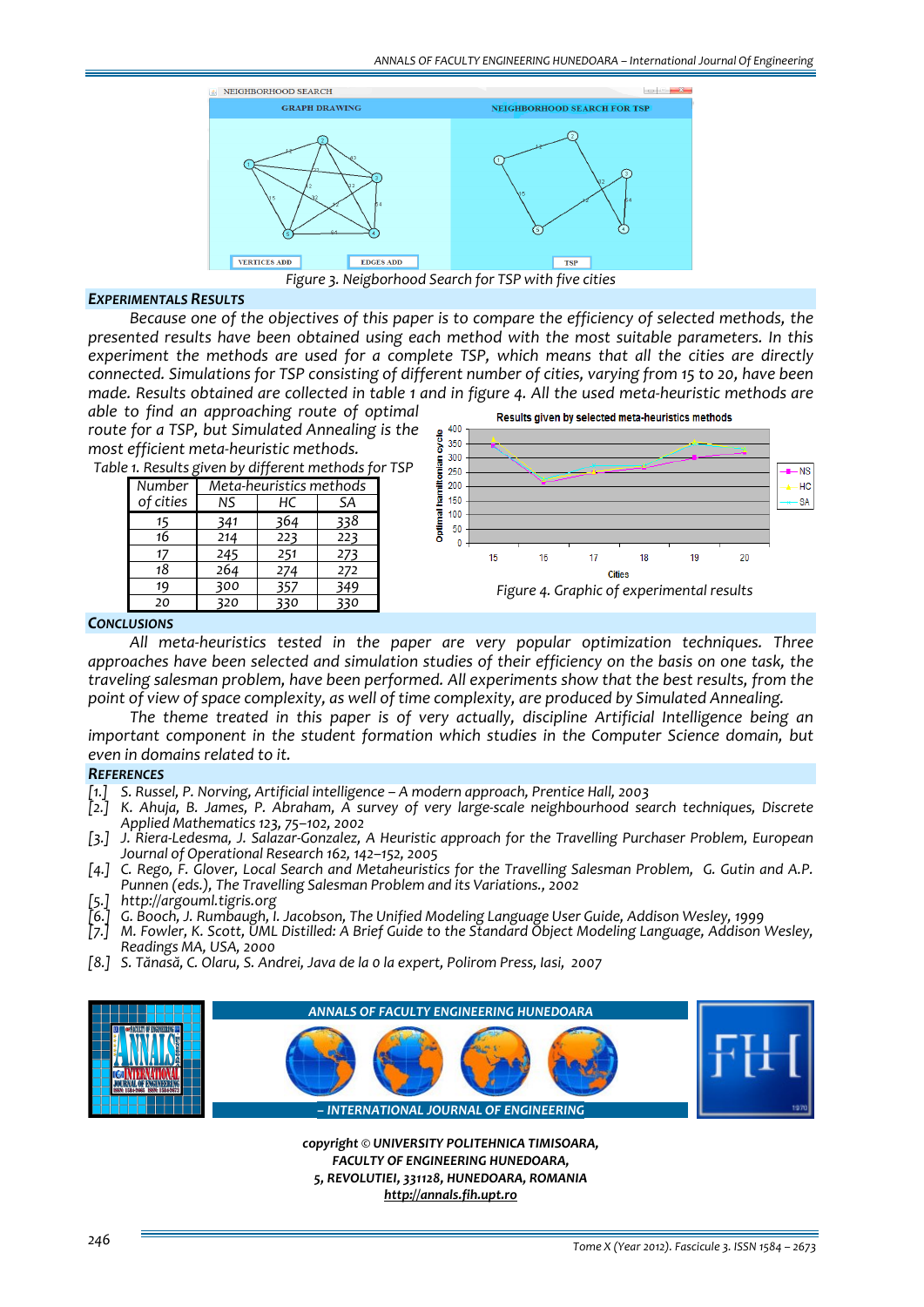NEIGHBORHOOD SEARCH

GRAPH DRAWING

NEIGHBORHOOD SEARCH FOR TSP

VERTICES ADD

EDGES ADD

TSP

Figure 3. Neigborhood Search for TSP with five cities

## EXPERIMENTALS RESULTS

*Because one of the objectives of this paper is to compare the efficiency of selected methods, the presented results have been obtained using each method with the most suitable parameters. In this experiment the methods are used for a complete TSP, which means that all the cities are directly connected. Simulations for TSP consisting of different number of cities, varying from 15 to 20, have been made. Results obtained are collected in table 1 and in figure 4. All the used meta-heuristic methods are able to find an approaching route of optimal route for a TSP, but Simulated Annealing is the most efficient meta-heuristic methods.*

Table 1. Results given by different methods for TSP

| Number of cities | Meta-heuristics methods | | |
|---|---|---|---|
| | NS | HC | SA |
| 15 | 341 | 364 | 338 |
| 16 | 214 | 223 | 223 |
| 17 | 245 | 251 | 273 |
| 18 | 264 | 274 | 272 |
| 19 | 300 | 357 | 349 |
| 20 | 320 | 330 | 330 |

Results given by selected meta-heuristics methods

Optimal hamiltonian cycle

400
350
300
250
200
150
100
50
0

15 16 17 18 19 20

Cities

NS
HC
SA

Figure 4. Graphic of experimental results

## CONCLUSIONS

*All meta-heuristics tested in the paper are very popular optimization techniques. Three approaches have been selected and simulation studies of their efficiency on the basis on one task, the traveling salesman problem, have been performed. All experiments show that the best results, from the point of view of space complexity, as well of time complexity, are produced by Simulated Annealing.*

*The theme treated in this paper is of very actually, discipline Artificial Intelligence being an important component in the student formation which studies in the Computer Science domain, but even in domains related to it.*

## REFERENCES

[1.] S. Russel, P. Norving, Artificial intelligence – A modern approach, Prentice Hall, 2003

[2.] K. Ahuja, B. James, P. Abraham, A survey of very large-scale neighbourhood search techniques, Discrete Applied Mathematics 123, 75–102, 2002

[3.] J. Riera-Ledesma, J. Salazar-Gonzalez, A Heuristic approach for the Travelling Purchaser Problem, European Journal of Operational Research 162, 142–152, 2005

[4.] C. Rego, F. Glover, Local Search and Metaheuristics for the Travelling Salesman Problem, G. Gutin and A.P. Punnen (eds.), The Travelling Salesman Problem and its Variations., 2002

[5.] http://argouml.tigris.org

[6.] G. Booch, J. Rumbaugh, I. Jacobson, The Unified Modeling Language User Guide, Addison Wesley, 1999

[7.] M. Fowler, K. Scott, UML Distilled: A Brief Guide to the Standard Object Modeling Language, Addison Wesley, Readings MA, USA, 2000

[8.] S. Tănasă, C. Olaru, S. Andrei, Java de la 0 la expert, Polirom Press, Iasi, 2007

**copyright © UNIVERSITY POLITEHNICA TIMISOARA,**
**FACULTY OF ENGINEERING HUNEDOARA,**
**5, REVOLUTIEI, 331128, HUNEDOARA, ROMANIA**
**http://annals.fih.upt.ro**